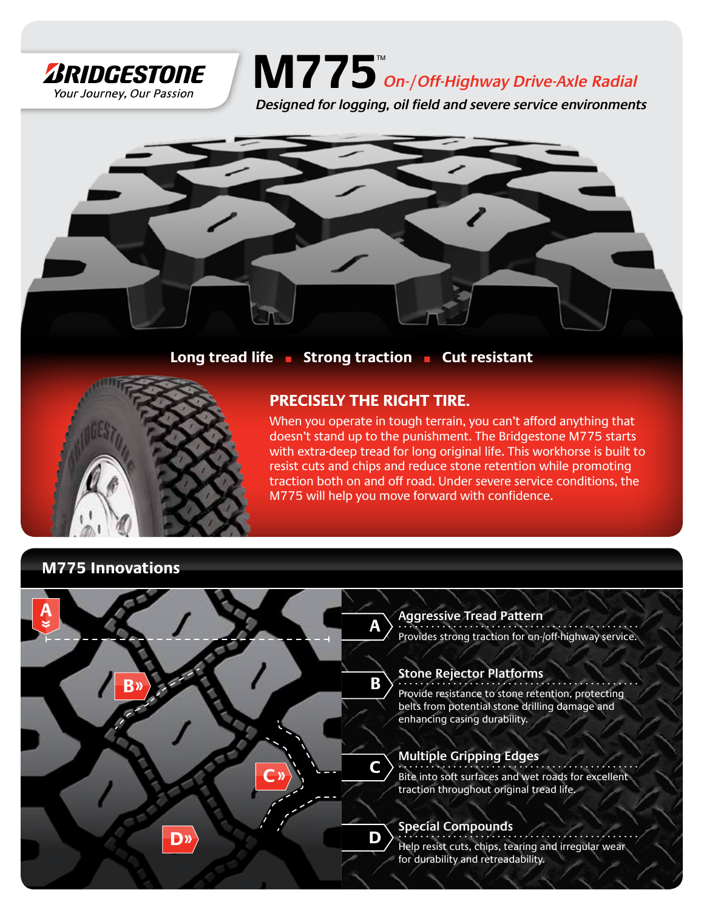**BRIDGESTONE**
*Your Journey, Our Passion*

# M775™ *On-/Off-Highway Drive-Axle Radial*

*Designed for logging, oil field and severe service environments*

**Long tread life ■ Strong traction ■ Cut resistant**

## PRECISELY THE RIGHT TIRE.

When you operate in tough terrain, you can't afford anything that doesn't stand up to the punishment. The Bridgestone M775 starts with extra-deep tread for long original life. This workhorse is built to resist cuts and chips and reduce stone retention while promoting traction both on and off road. Under severe service conditions, the M775 will help you move forward with confidence.

## M775 Innovations

**A — Aggressive Tread Pattern**
Provides strong traction for on-/off-highway service.

**B — Stone Rejector Platforms**
Provide resistance to stone retention, protecting belts from potential stone drilling damage and enhancing casing durability.

**C — Multiple Gripping Edges**
Bite into soft surfaces and wet roads for excellent traction throughout original tread life.

**D — Special Compounds**
Help resist cuts, chips, tearing and irregular wear for durability and retreadability.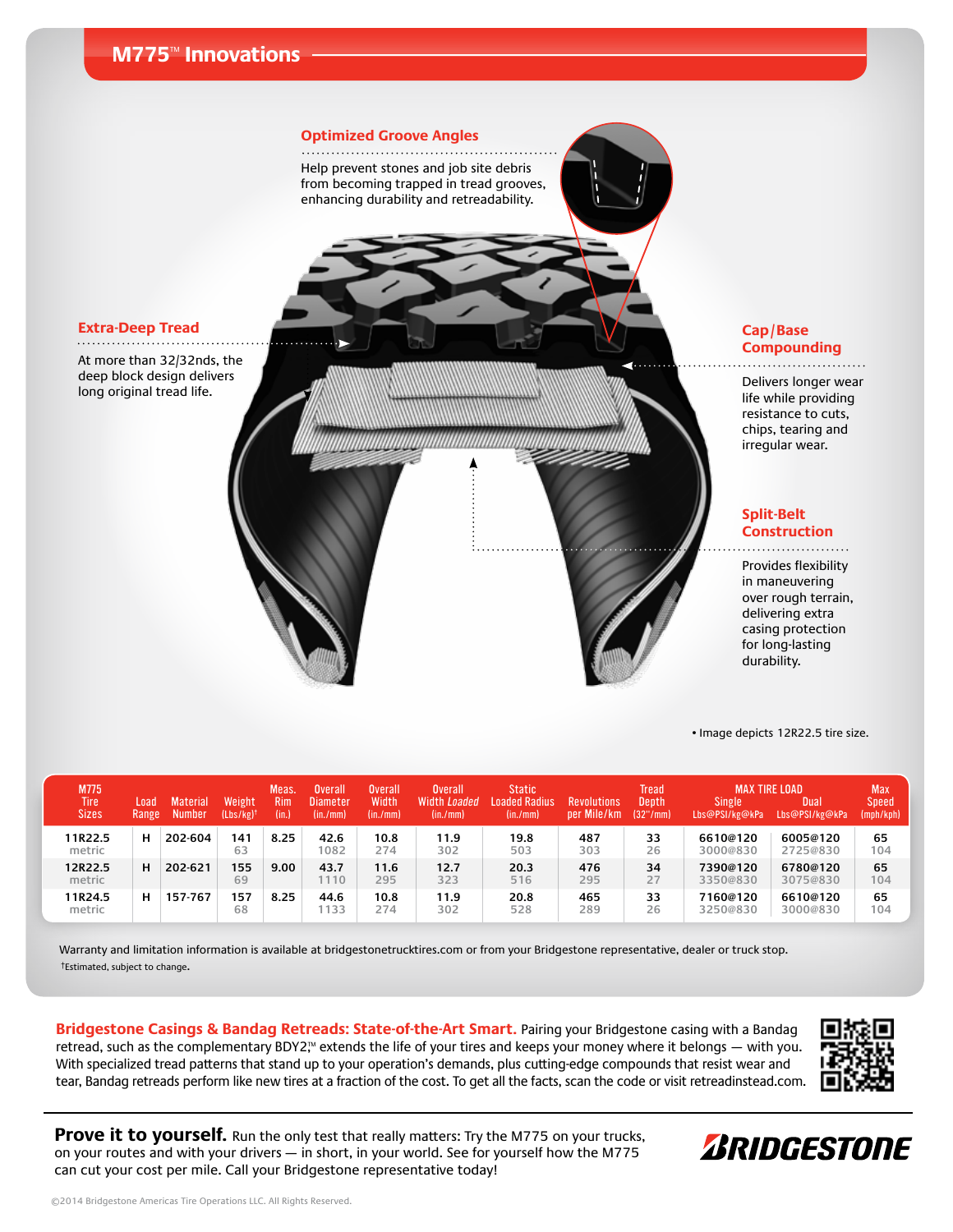## M775™ Innovations

**Optimized Groove Angles**

Help prevent stones and job site debris from becoming trapped in tread grooves, enhancing durability and retreadability.

**Extra-Deep Tread**

At more than 32/32nds, the deep block design delivers long original tread life.

**Cap/Base Compounding**

Delivers longer wear life while providing resistance to cuts, chips, tearing and irregular wear.

**Split-Belt Construction**

Provides flexibility in maneuvering over rough terrain, delivering extra casing protection for long-lasting durability.

• Image depicts 12R22.5 tire size.

| M775 Tire Sizes | Load Range | Material Number | Weight (Lbs/kg)† | Meas. Rim (in.) | Overall Diameter (in./mm) | Overall Width (in./mm) | Overall Width *Loaded* (in./mm) | Static Loaded Radius (in./mm) | Revolutions per Mile/km | Tread Depth (32"/mm) | MAX TIRE LOAD Single Lbs@PSI/kg@kPa | MAX TIRE LOAD Dual Lbs@PSI/kg@kPa | Max Speed (mph/kph) |
|---|---|---|---|---|---|---|---|---|---|---|---|---|---|
| 11R22.5 metric | H | 202-604 | 141 / 63 | 8.25 | 42.6 / 1082 | 10.8 / 274 | 11.9 / 302 | 19.8 / 503 | 487 / 303 | 33 / 26 | 6610@120 / 3000@830 | 6005@120 / 2725@830 | 65 / 104 |
| 12R22.5 metric | H | 202-621 | 155 / 69 | 9.00 | 43.7 / 1110 | 11.6 / 295 | 12.7 / 323 | 20.3 / 516 | 476 / 295 | 34 / 27 | 7390@120 / 3350@830 | 6780@120 / 3075@830 | 65 / 104 |
| 11R24.5 metric | H | 157-767 | 157 / 68 | 8.25 | 44.6 / 1133 | 10.8 / 274 | 11.9 / 302 | 20.8 / 528 | 465 / 289 | 33 / 26 | 7160@120 / 3250@830 | 6610@120 / 3000@830 | 65 / 104 |

Warranty and limitation information is available at bridgestonetrucktires.com or from your Bridgestone representative, dealer or truck stop.

†Estimated, subject to change.

**Bridgestone Casings & Bandag Retreads: State-of-the-Art Smart.** Pairing your Bridgestone casing with a Bandag retread, such as the complementary BDY2,℠ extends the life of your tires and keeps your money where it belongs — with you. With specialized tread patterns that stand up to your operation's demands, plus cutting-edge compounds that resist wear and tear, Bandag retreads perform like new tires at a fraction of the cost. To get all the facts, scan the code or visit retreadinstead.com.

**Prove it to yourself.** Run the only test that really matters: Try the M775 on your trucks, on your routes and with your drivers — in short, in your world. See for yourself how the M775 can cut your cost per mile. Call your Bridgestone representative today!

BRIDGESTONE

©2014 Bridgestone Americas Tire Operations LLC. All Rights Reserved.